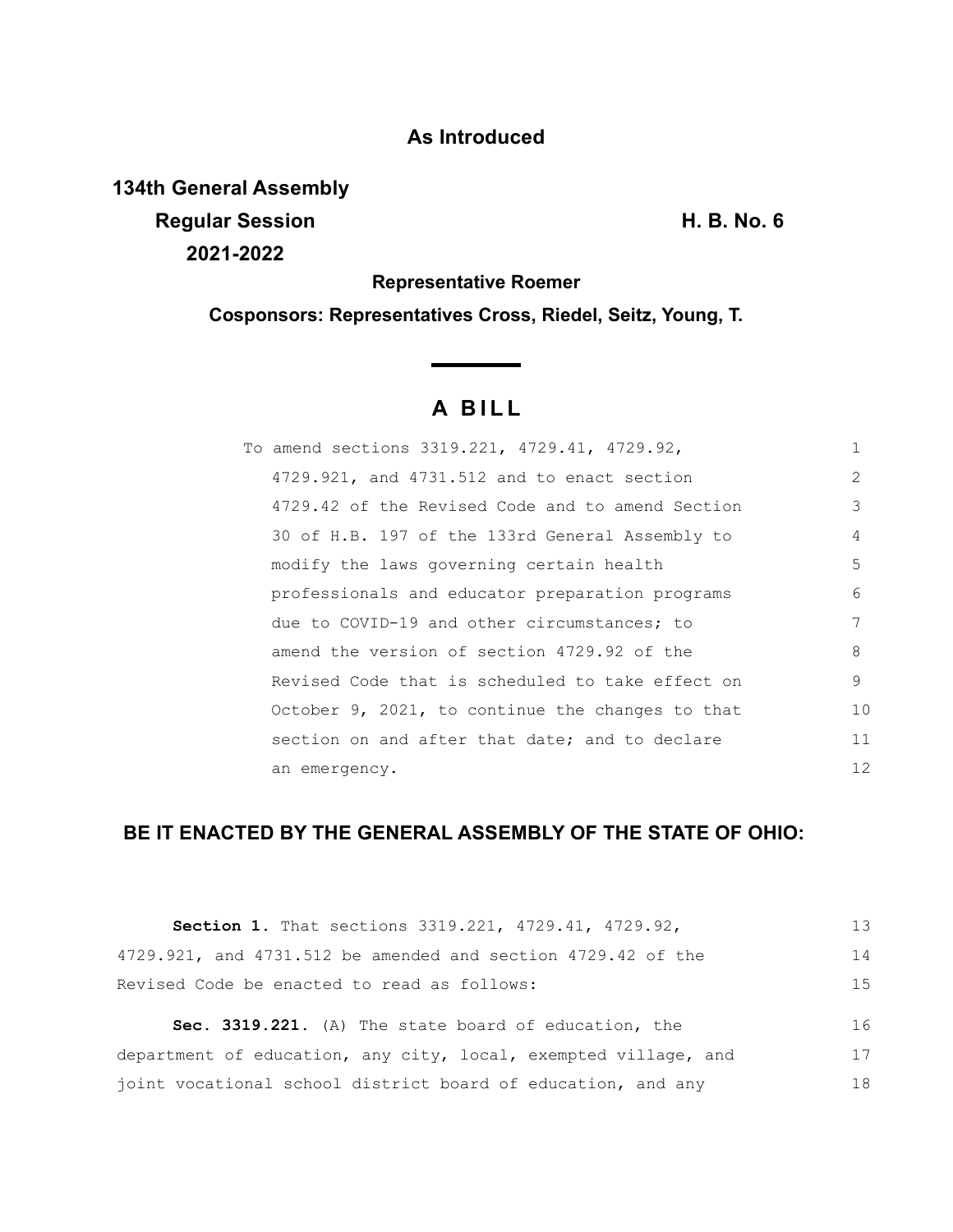**As Introduced**

**134th General Assembly**
**Regular Session** **H. B. No. 6**
**2021-2022**

**Representative Roemer**

**Cosponsors: Representatives Cross, Riedel, Seitz, Young, T.**

# A BILL

To amend sections 3319.221, 4729.41, 4729.92, 4729.921, and 4731.512 and to enact section 4729.42 of the Revised Code and to amend Section 30 of H.B. 197 of the 133rd General Assembly to modify the laws governing certain health professionals and educator preparation programs due to COVID-19 and other circumstances; to amend the version of section 4729.92 of the Revised Code that is scheduled to take effect on October 9, 2021, to continue the changes to that section on and after that date; and to declare an emergency.

**BE IT ENACTED BY THE GENERAL ASSEMBLY OF THE STATE OF OHIO:**

**Section 1.** That sections 3319.221, 4729.41, 4729.92, 4729.921, and 4731.512 be amended and section 4729.42 of the Revised Code be enacted to read as follows:

**Sec. 3319.221.** (A) The state board of education, the department of education, any city, local, exempted village, and joint vocational school district board of education, and any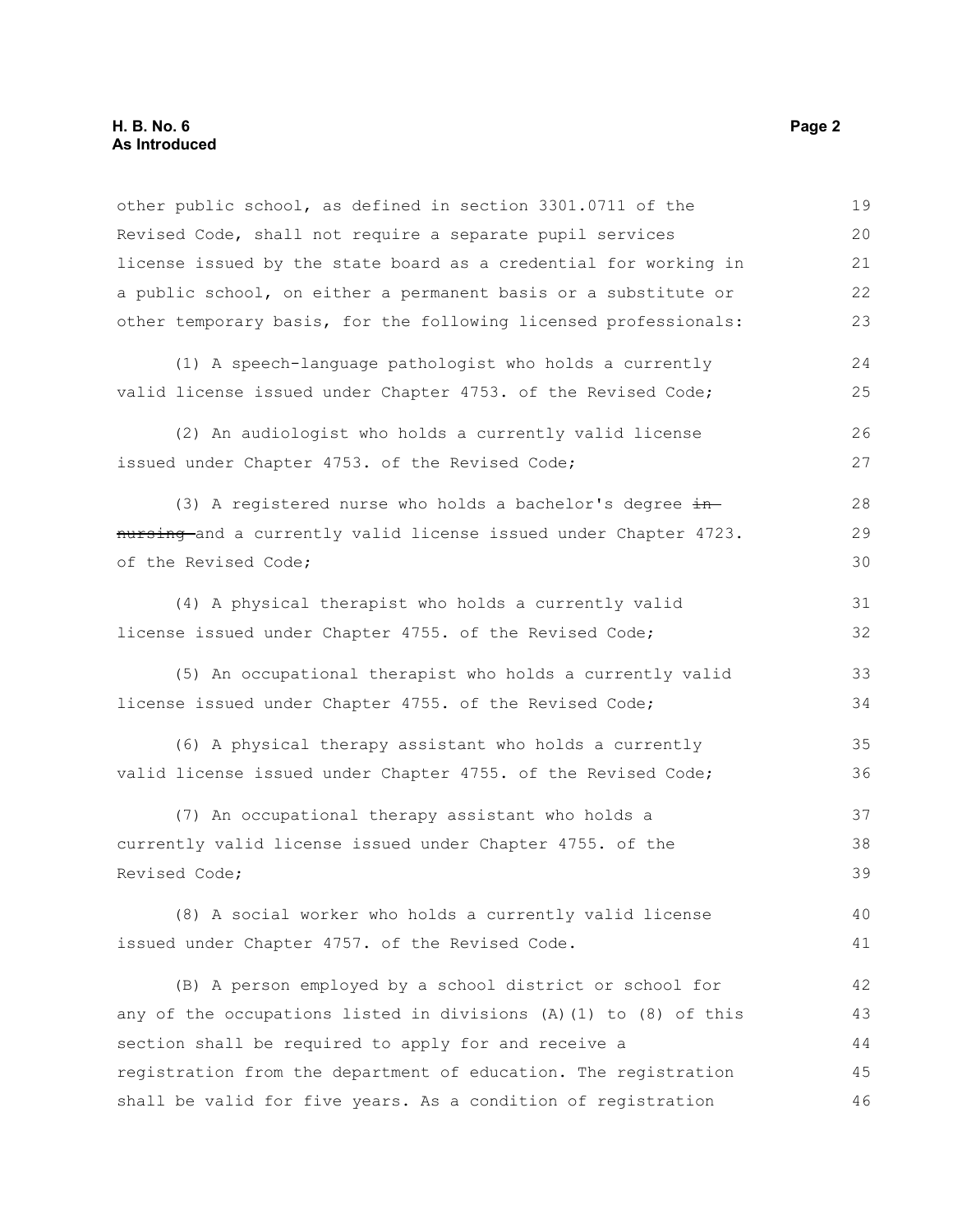other public school, as defined in section 3301.0711 of the Revised Code, shall not require a separate pupil services license issued by the state board as a credential for working in a public school, on either a permanent basis or a substitute or other temporary basis, for the following licensed professionals:

(1) A speech-language pathologist who holds a currently valid license issued under Chapter 4753. of the Revised Code;

(2) An audiologist who holds a currently valid license issued under Chapter 4753. of the Revised Code;

(3) A registered nurse who holds a bachelor's degree ~~in nursing~~ and a currently valid license issued under Chapter 4723. of the Revised Code;

(4) A physical therapist who holds a currently valid license issued under Chapter 4755. of the Revised Code;

(5) An occupational therapist who holds a currently valid license issued under Chapter 4755. of the Revised Code;

(6) A physical therapy assistant who holds a currently valid license issued under Chapter 4755. of the Revised Code;

(7) An occupational therapy assistant who holds a currently valid license issued under Chapter 4755. of the Revised Code;

(8) A social worker who holds a currently valid license issued under Chapter 4757. of the Revised Code.

(B) A person employed by a school district or school for any of the occupations listed in divisions (A)(1) to (8) of this section shall be required to apply for and receive a registration from the department of education. The registration shall be valid for five years. As a condition of registration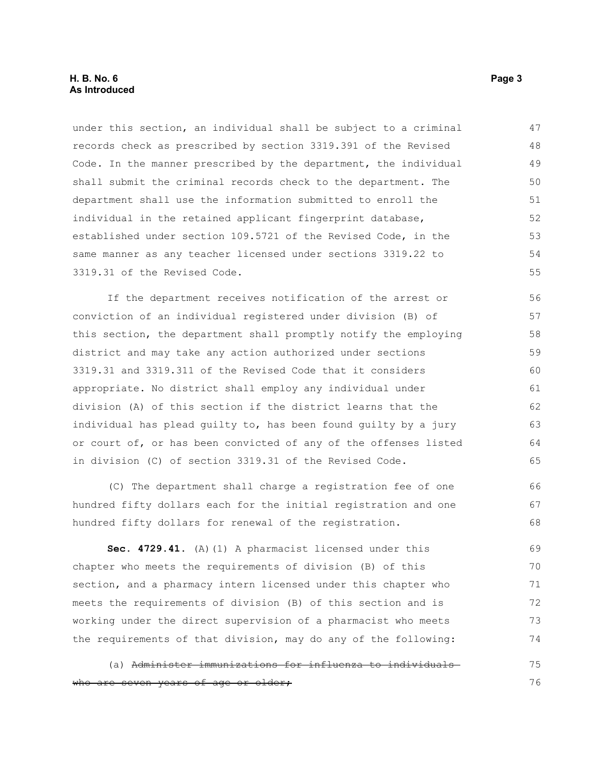under this section, an individual shall be subject to a criminal records check as prescribed by section 3319.391 of the Revised Code. In the manner prescribed by the department, the individual shall submit the criminal records check to the department. The department shall use the information submitted to enroll the individual in the retained applicant fingerprint database, established under section 109.5721 of the Revised Code, in the same manner as any teacher licensed under sections 3319.22 to 3319.31 of the Revised Code.

If the department receives notification of the arrest or conviction of an individual registered under division (B) of this section, the department shall promptly notify the employing district and may take any action authorized under sections 3319.31 and 3319.311 of the Revised Code that it considers appropriate. No district shall employ any individual under division (A) of this section if the district learns that the individual has plead guilty to, has been found guilty by a jury or court of, or has been convicted of any of the offenses listed in division (C) of section 3319.31 of the Revised Code.

(C) The department shall charge a registration fee of one hundred fifty dollars each for the initial registration and one hundred fifty dollars for renewal of the registration.

**Sec. 4729.41.** (A)(1) A pharmacist licensed under this chapter who meets the requirements of division (B) of this section, and a pharmacy intern licensed under this chapter who meets the requirements of division (B) of this section and is working under the direct supervision of a pharmacist who meets the requirements of that division, may do any of the following:

(a) ~~Administer immunizations for influenza to individuals who are seven years of age or older;~~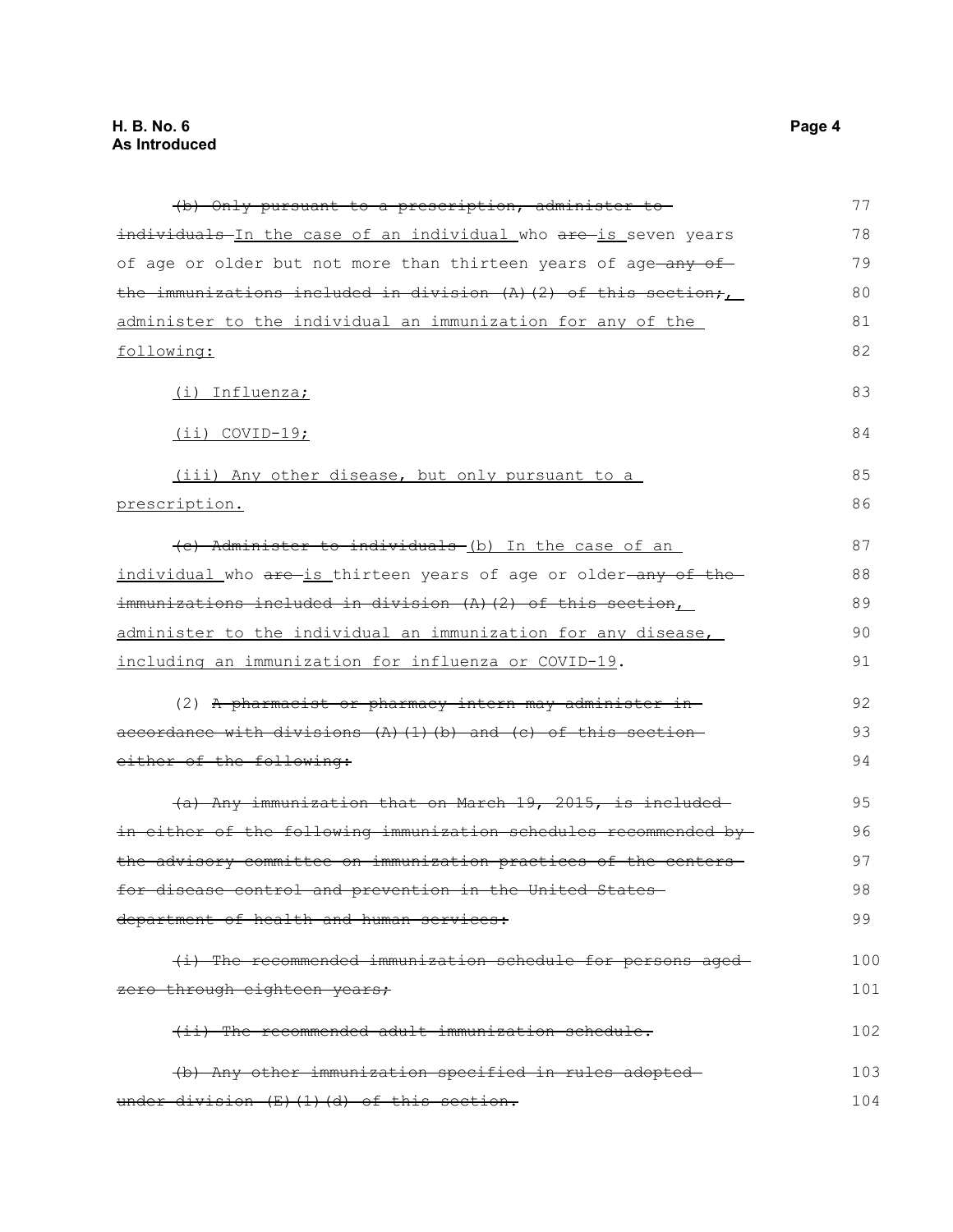~~(b) Only pursuant to a prescription, administer to individuals~~ <u>In the case of an individual</u> who ~~are~~ <u>is</u> seven years of age or older but not more than thirteen years of age ~~any of the immunizations included in division (A)(2) of this section;~~<u>, administer to the individual an immunization for any of the following:</u>

<u>(i) Influenza;</u>

<u>(ii) COVID-19;</u>

<u>(iii) Any other disease, but only pursuant to a prescription.</u>

~~(c) Administer to individuals~~ <u>(b) In the case of an individual</u> who ~~are~~ <u>is</u> thirteen years of age or older ~~any of the immunizations included in division (A)(2) of this section~~<u>, administer to the individual an immunization for any disease, including an immunization for influenza or COVID-19</u>.

(2) ~~A pharmacist or pharmacy intern may administer in accordance with divisions (A)(1)(b) and (c) of this section either of the following:~~

~~(a) Any immunization that on March 19, 2015, is included in either of the following immunization schedules recommended by the advisory committee on immunization practices of the centers for disease control and prevention in the United States department of health and human services:~~

~~(i) The recommended immunization schedule for persons aged zero through eighteen years;~~

~~(ii) The recommended adult immunization schedule.~~

~~(b) Any other immunization specified in rules adopted under division (E)(1)(d) of this section.~~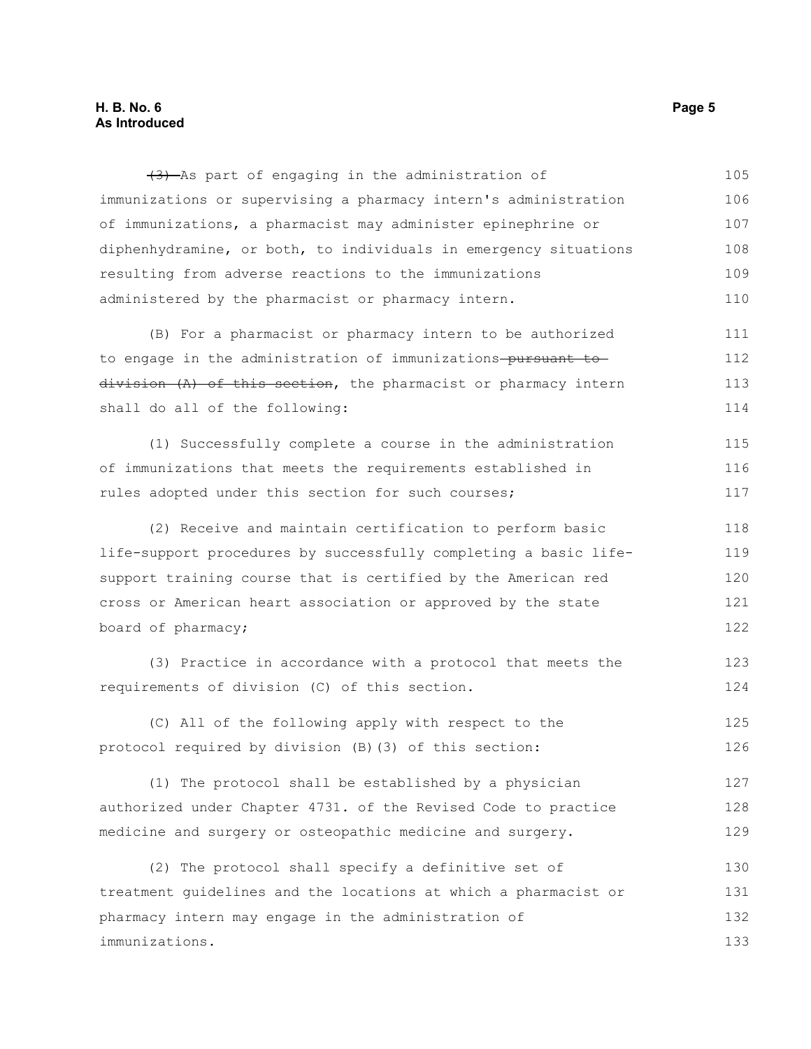~~(3)~~ As part of engaging in the administration of immunizations or supervising a pharmacy intern's administration of immunizations, a pharmacist may administer epinephrine or diphenhydramine, or both, to individuals in emergency situations resulting from adverse reactions to the immunizations administered by the pharmacist or pharmacy intern.

(B) For a pharmacist or pharmacy intern to be authorized to engage in the administration of immunizations ~~pursuant to division (A) of this section~~, the pharmacist or pharmacy intern shall do all of the following:

(1) Successfully complete a course in the administration of immunizations that meets the requirements established in rules adopted under this section for such courses;

(2) Receive and maintain certification to perform basic life-support procedures by successfully completing a basic life-support training course that is certified by the American red cross or American heart association or approved by the state board of pharmacy;

(3) Practice in accordance with a protocol that meets the requirements of division (C) of this section.

(C) All of the following apply with respect to the protocol required by division (B)(3) of this section:

(1) The protocol shall be established by a physician authorized under Chapter 4731. of the Revised Code to practice medicine and surgery or osteopathic medicine and surgery.

(2) The protocol shall specify a definitive set of treatment guidelines and the locations at which a pharmacist or pharmacy intern may engage in the administration of immunizations.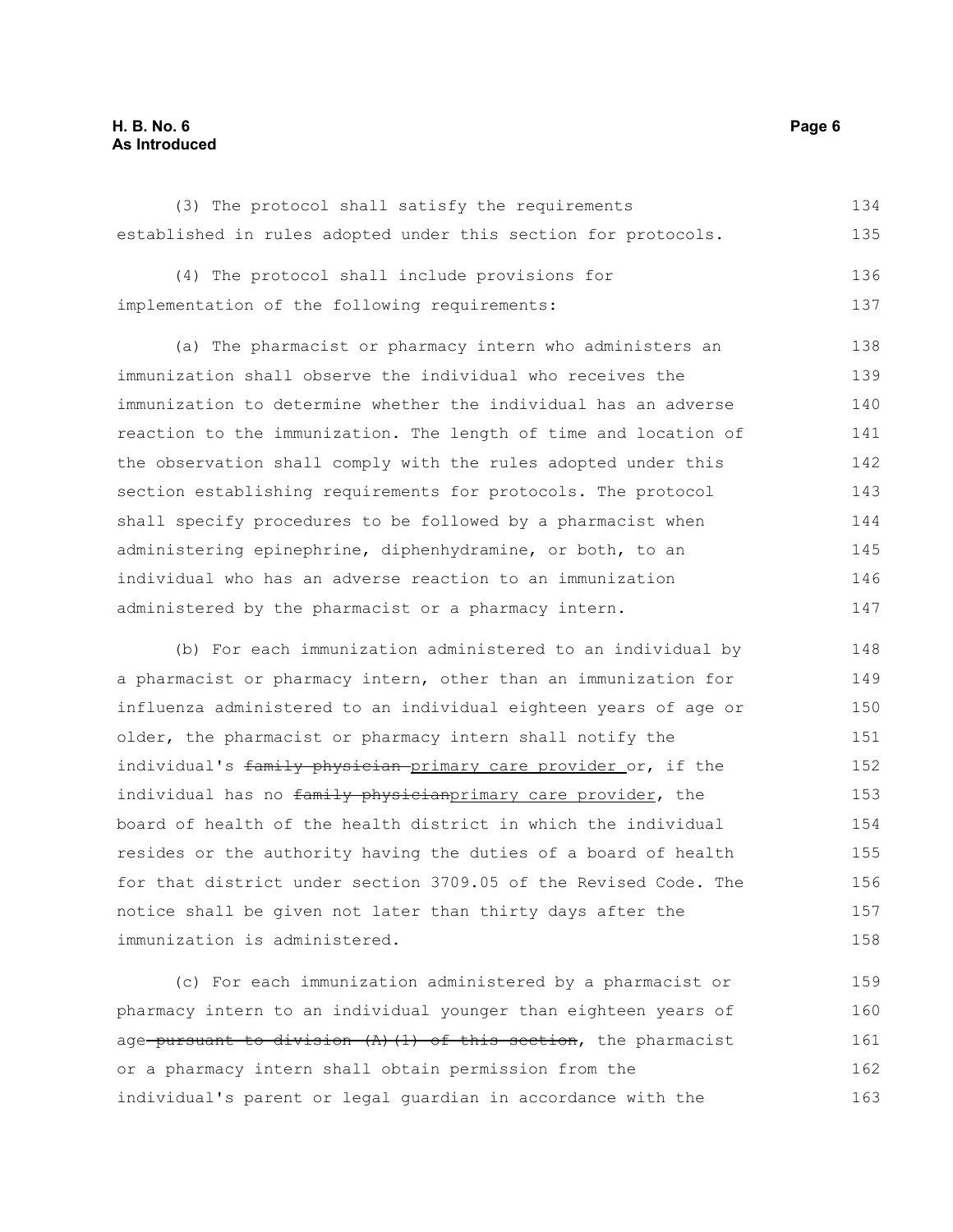(3) The protocol shall satisfy the requirements established in rules adopted under this section for protocols.

(4) The protocol shall include provisions for implementation of the following requirements:

(a) The pharmacist or pharmacy intern who administers an immunization shall observe the individual who receives the immunization to determine whether the individual has an adverse reaction to the immunization. The length of time and location of the observation shall comply with the rules adopted under this section establishing requirements for protocols. The protocol shall specify procedures to be followed by a pharmacist when administering epinephrine, diphenhydramine, or both, to an individual who has an adverse reaction to an immunization administered by the pharmacist or a pharmacy intern.

(b) For each immunization administered to an individual by a pharmacist or pharmacy intern, other than an immunization for influenza administered to an individual eighteen years of age or older, the pharmacist or pharmacy intern shall notify the individual's ~~family physician~~ primary care provider or, if the individual has no ~~family physician~~primary care provider, the board of health of the health district in which the individual resides or the authority having the duties of a board of health for that district under section 3709.05 of the Revised Code. The notice shall be given not later than thirty days after the immunization is administered.

(c) For each immunization administered by a pharmacist or pharmacy intern to an individual younger than eighteen years of age ~~pursuant to division (A)(1) of this section~~, the pharmacist or a pharmacy intern shall obtain permission from the individual's parent or legal guardian in accordance with the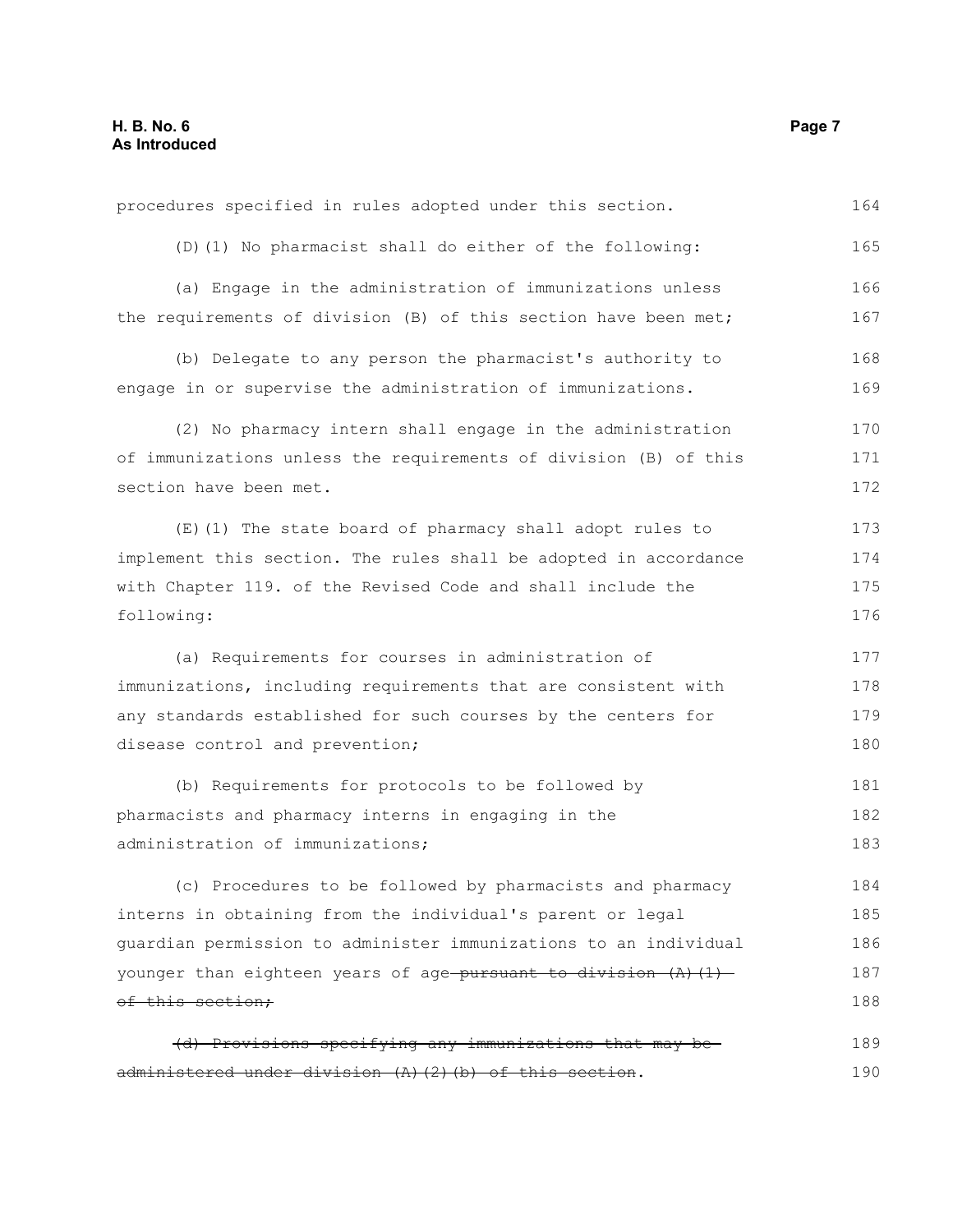procedures specified in rules adopted under this section.

(D)(1) No pharmacist shall do either of the following:

(a) Engage in the administration of immunizations unless the requirements of division (B) of this section have been met;

(b) Delegate to any person the pharmacist's authority to engage in or supervise the administration of immunizations.

(2) No pharmacy intern shall engage in the administration of immunizations unless the requirements of division (B) of this section have been met.

(E)(1) The state board of pharmacy shall adopt rules to implement this section. The rules shall be adopted in accordance with Chapter 119. of the Revised Code and shall include the following:

(a) Requirements for courses in administration of immunizations, including requirements that are consistent with any standards established for such courses by the centers for disease control and prevention;

(b) Requirements for protocols to be followed by pharmacists and pharmacy interns in engaging in the administration of immunizations;

(c) Procedures to be followed by pharmacists and pharmacy interns in obtaining from the individual's parent or legal guardian permission to administer immunizations to an individual younger than eighteen years of age ~~pursuant to division (A)(1) of this section;~~

~~(d) Provisions specifying any immunizations that may be administered under division (A)(2)(b) of this section~~.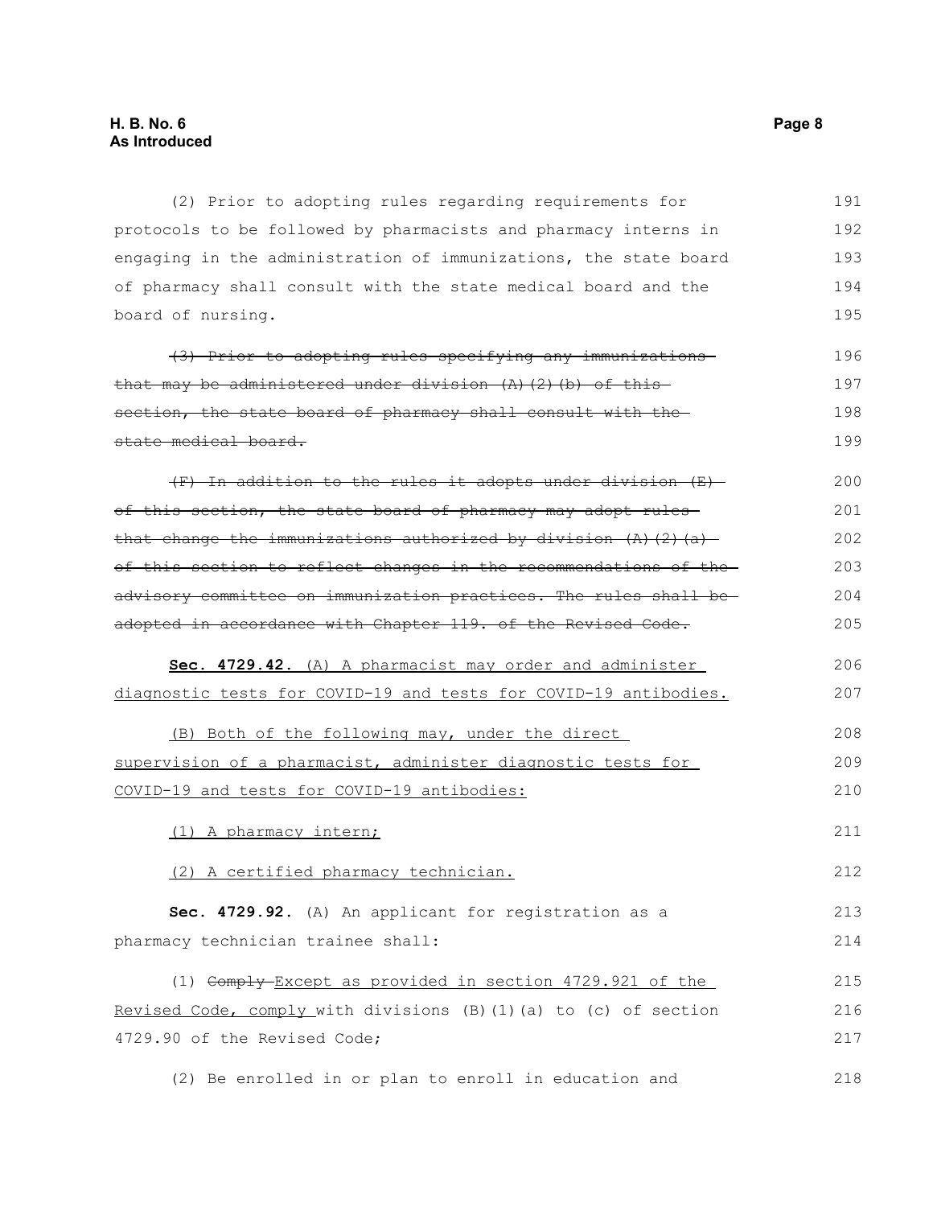(2) Prior to adopting rules regarding requirements for protocols to be followed by pharmacists and pharmacy interns in engaging in the administration of immunizations, the state board of pharmacy shall consult with the state medical board and the board of nursing.

~~(3) Prior to adopting rules specifying any immunizations that may be administered under division (A)(2)(b) of this section, the state board of pharmacy shall consult with the state medical board.~~

~~(F) In addition to the rules it adopts under division (E) of this section, the state board of pharmacy may adopt rules that change the immunizations authorized by division (A)(2)(a) of this section to reflect changes in the recommendations of the advisory committee on immunization practices. The rules shall be adopted in accordance with Chapter 119. of the Revised Code.~~

**Sec. 4729.42.** <u>(A) A pharmacist may order and administer diagnostic tests for COVID-19 and tests for COVID-19 antibodies.</u>

<u>(B) Both of the following may, under the direct supervision of a pharmacist, administer diagnostic tests for COVID-19 and tests for COVID-19 antibodies:</u>

<u>(1) A pharmacy intern;</u>

<u>(2) A certified pharmacy technician.</u>

**Sec. 4729.92.** (A) An applicant for registration as a pharmacy technician trainee shall:

(1) ~~Comply~~ <u>Except as provided in section 4729.921 of the Revised Code, comply</u> with divisions (B)(1)(a) to (c) of section 4729.90 of the Revised Code;

(2) Be enrolled in or plan to enroll in education and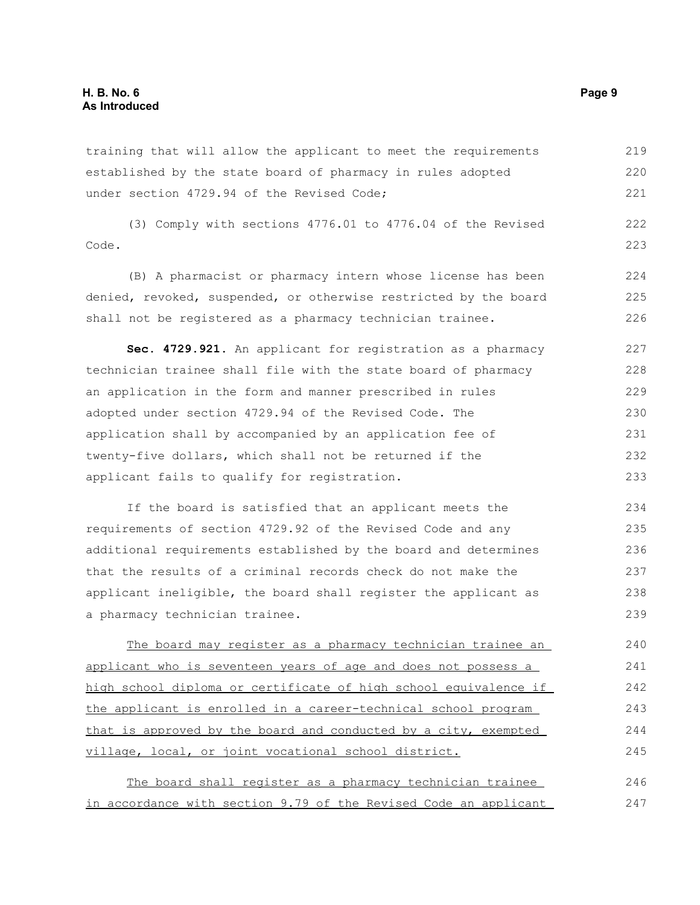training that will allow the applicant to meet the requirements established by the state board of pharmacy in rules adopted under section 4729.94 of the Revised Code;

(3) Comply with sections 4776.01 to 4776.04 of the Revised Code.

(B) A pharmacist or pharmacy intern whose license has been denied, revoked, suspended, or otherwise restricted by the board shall not be registered as a pharmacy technician trainee.

**Sec. 4729.921.** An applicant for registration as a pharmacy technician trainee shall file with the state board of pharmacy an application in the form and manner prescribed in rules adopted under section 4729.94 of the Revised Code. The application shall by accompanied by an application fee of twenty-five dollars, which shall not be returned if the applicant fails to qualify for registration.

If the board is satisfied that an applicant meets the requirements of section 4729.92 of the Revised Code and any additional requirements established by the board and determines that the results of a criminal records check do not make the applicant ineligible, the board shall register the applicant as a pharmacy technician trainee.

<u>The board may register as a pharmacy technician trainee an applicant who is seventeen years of age and does not possess a high school diploma or certificate of high school equivalence if the applicant is enrolled in a career-technical school program that is approved by the board and conducted by a city, exempted village, local, or joint vocational school district.</u>

<u>The board shall register as a pharmacy technician trainee in accordance with section 9.79 of the Revised Code an applicant</u>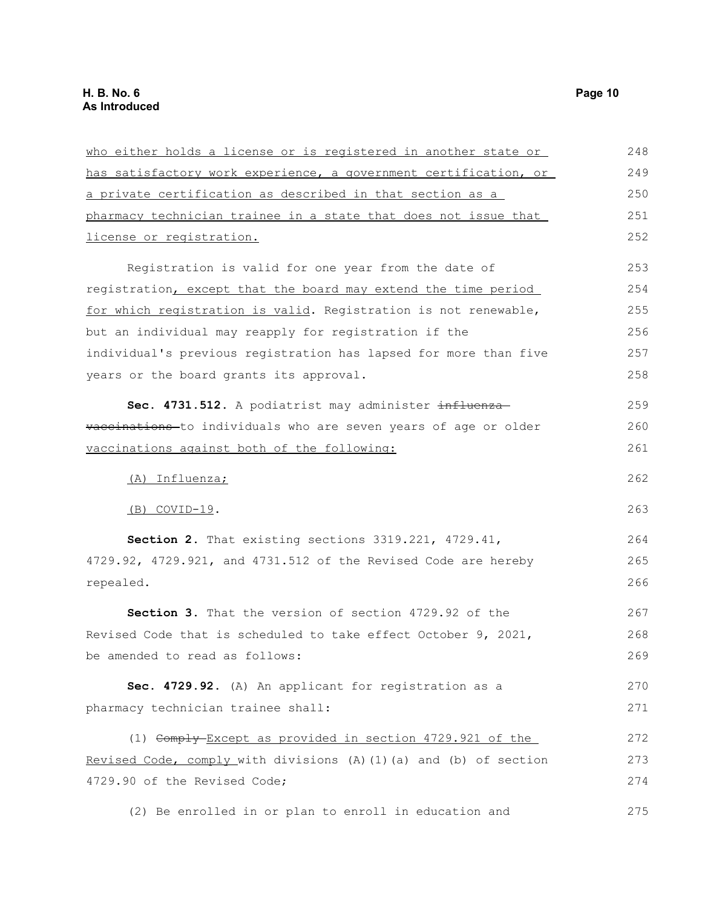who either holds a license or is registered in another state or has satisfactory work experience, a government certification, or a private certification as described in that section as a pharmacy technician trainee in a state that does not issue that license or registration.

Registration is valid for one year from the date of registration, except that the board may extend the time period for which registration is valid. Registration is not renewable, but an individual may reapply for registration if the individual's previous registration has lapsed for more than five years or the board grants its approval.

**Sec. 4731.512.** A podiatrist may administer ~~influenza vaccinations~~ to individuals who are seven years of age or older vaccinations against both of the following:

(A) Influenza;

(B) COVID-19.

**Section 2.** That existing sections 3319.221, 4729.41, 4729.92, 4729.921, and 4731.512 of the Revised Code are hereby repealed.

**Section 3.** That the version of section 4729.92 of the Revised Code that is scheduled to take effect October 9, 2021, be amended to read as follows:

**Sec. 4729.92.** (A) An applicant for registration as a pharmacy technician trainee shall:

(1) ~~Comply~~ Except as provided in section 4729.921 of the Revised Code, comply with divisions (A)(1)(a) and (b) of section 4729.90 of the Revised Code;

(2) Be enrolled in or plan to enroll in education and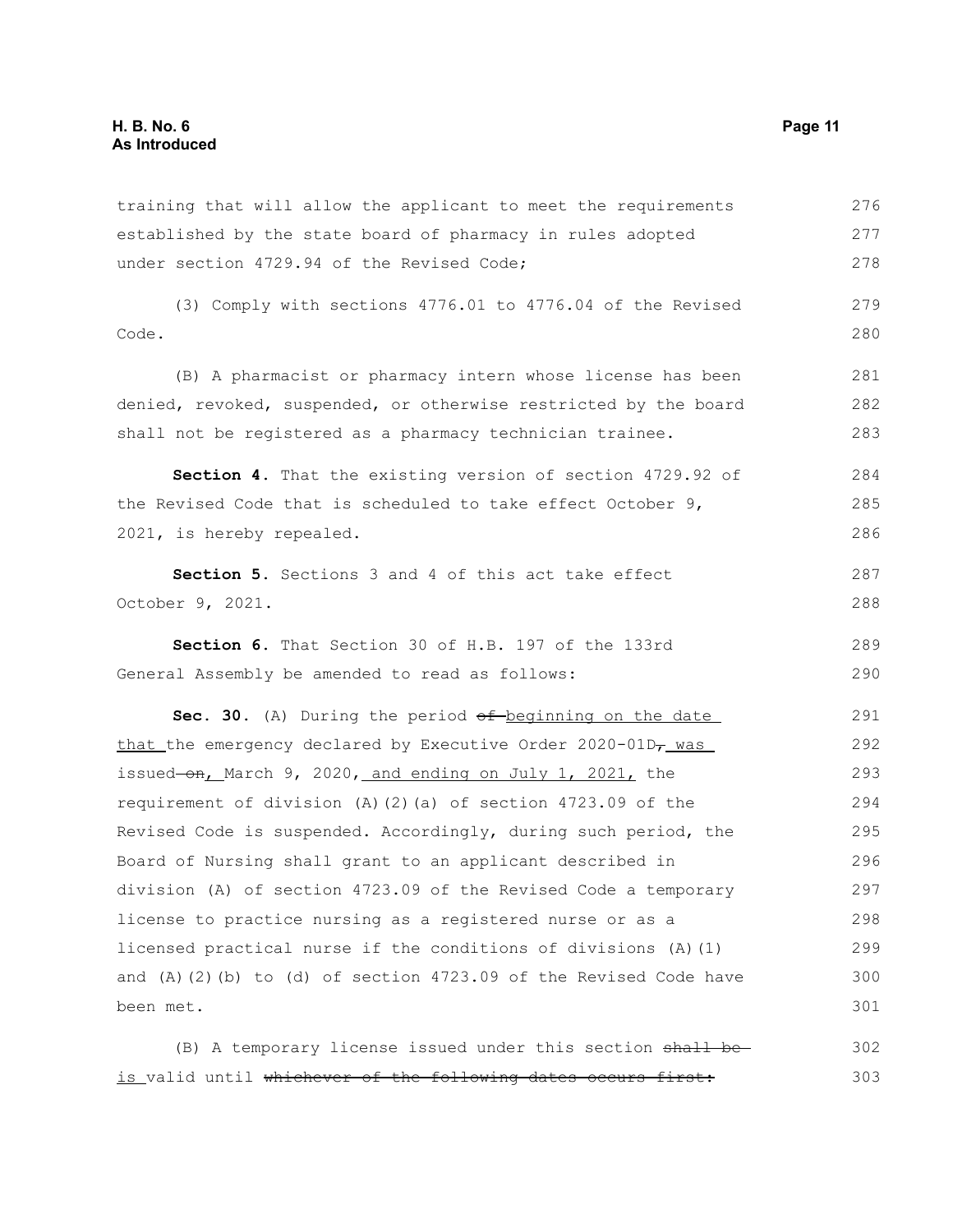training that will allow the applicant to meet the requirements established by the state board of pharmacy in rules adopted under section 4729.94 of the Revised Code;

(3) Comply with sections 4776.01 to 4776.04 of the Revised Code.

(B) A pharmacist or pharmacy intern whose license has been denied, revoked, suspended, or otherwise restricted by the board shall not be registered as a pharmacy technician trainee.

**Section 4.** That the existing version of section 4729.92 of the Revised Code that is scheduled to take effect October 9, 2021, is hereby repealed.

**Section 5.** Sections 3 and 4 of this act take effect October 9, 2021.

**Section 6.** That Section 30 of H.B. 197 of the 133rd General Assembly be amended to read as follows:

**Sec. 30.** (A) During the period ~~of~~ beginning on the date that the emergency declared by Executive Order 2020-01D~~,~~ was issued ~~on~~, March 9, 2020, and ending on July 1, 2021, the requirement of division (A)(2)(a) of section 4723.09 of the Revised Code is suspended. Accordingly, during such period, the Board of Nursing shall grant to an applicant described in division (A) of section 4723.09 of the Revised Code a temporary license to practice nursing as a registered nurse or as a licensed practical nurse if the conditions of divisions (A)(1) and (A)(2)(b) to (d) of section 4723.09 of the Revised Code have been met.

(B) A temporary license issued under this section ~~shall be~~ is valid until ~~whichever of the following dates occurs first:~~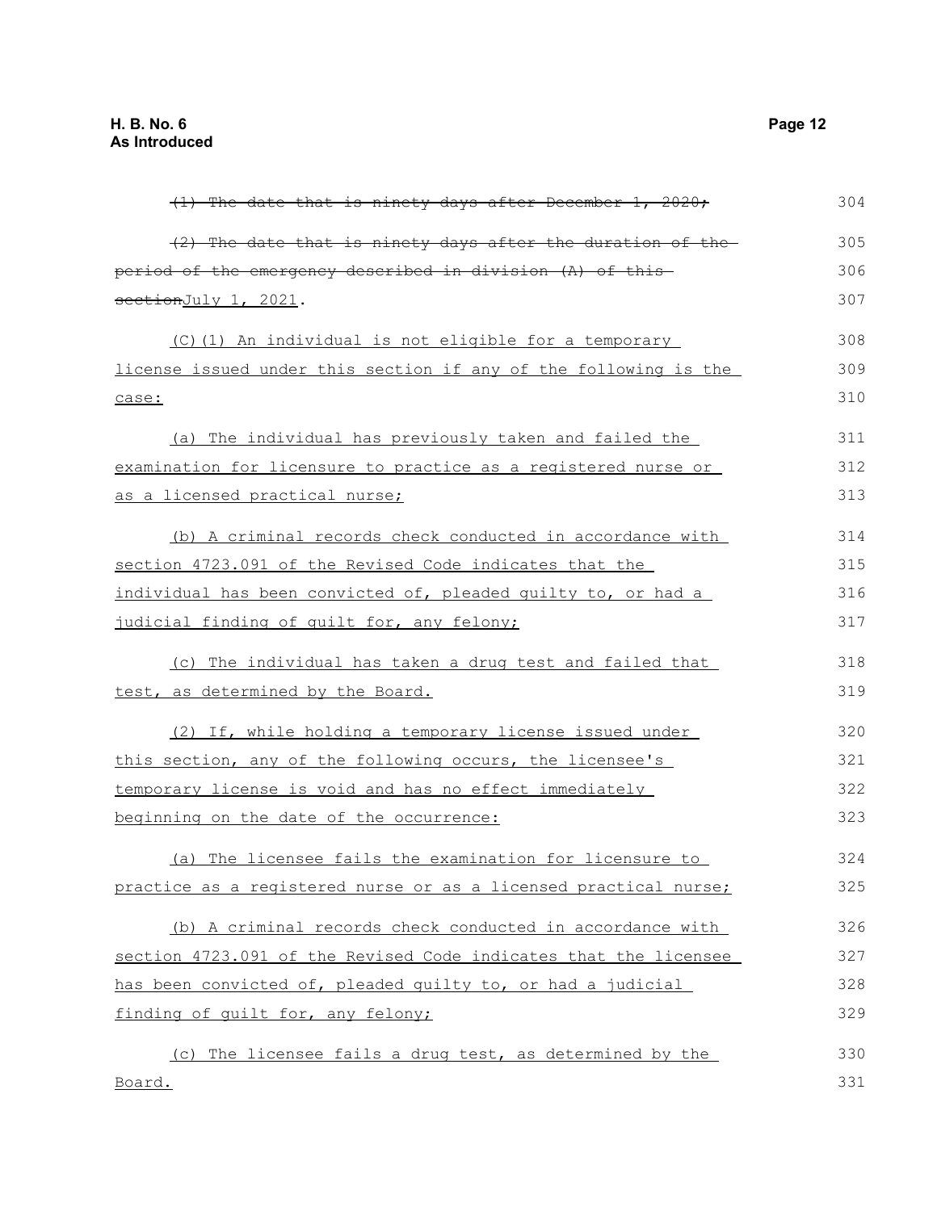~~(1) The date that is ninety days after December 1, 2020;~~

~~(2) The date that is ninety days after the duration of the period of the emergency described in division (A) of this section~~July 1, 2021.

(C)(1) An individual is not eligible for a temporary license issued under this section if any of the following is the case:

(a) The individual has previously taken and failed the examination for licensure to practice as a registered nurse or as a licensed practical nurse;

(b) A criminal records check conducted in accordance with section 4723.091 of the Revised Code indicates that the individual has been convicted of, pleaded guilty to, or had a judicial finding of guilt for, any felony;

(c) The individual has taken a drug test and failed that test, as determined by the Board.

(2) If, while holding a temporary license issued under this section, any of the following occurs, the licensee's temporary license is void and has no effect immediately beginning on the date of the occurrence:

(a) The licensee fails the examination for licensure to practice as a registered nurse or as a licensed practical nurse;

(b) A criminal records check conducted in accordance with section 4723.091 of the Revised Code indicates that the licensee has been convicted of, pleaded guilty to, or had a judicial finding of guilt for, any felony;

(c) The licensee fails a drug test, as determined by the Board.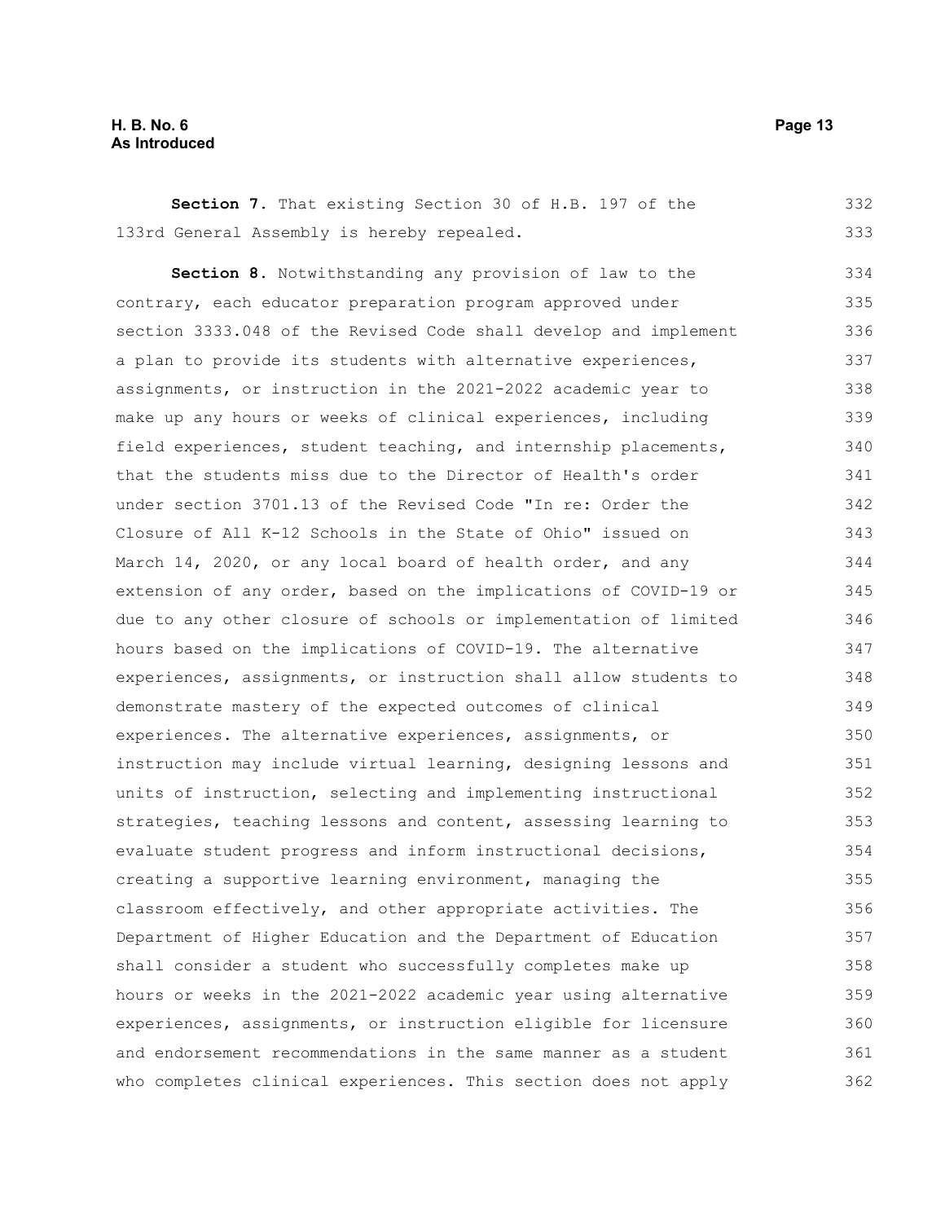**Section 7.** That existing Section 30 of H.B. 197 of the 133rd General Assembly is hereby repealed.

**Section 8.** Notwithstanding any provision of law to the contrary, each educator preparation program approved under section 3333.048 of the Revised Code shall develop and implement a plan to provide its students with alternative experiences, assignments, or instruction in the 2021-2022 academic year to make up any hours or weeks of clinical experiences, including field experiences, student teaching, and internship placements, that the students miss due to the Director of Health's order under section 3701.13 of the Revised Code "In re: Order the Closure of All K-12 Schools in the State of Ohio" issued on March 14, 2020, or any local board of health order, and any extension of any order, based on the implications of COVID-19 or due to any other closure of schools or implementation of limited hours based on the implications of COVID-19. The alternative experiences, assignments, or instruction shall allow students to demonstrate mastery of the expected outcomes of clinical experiences. The alternative experiences, assignments, or instruction may include virtual learning, designing lessons and units of instruction, selecting and implementing instructional strategies, teaching lessons and content, assessing learning to evaluate student progress and inform instructional decisions, creating a supportive learning environment, managing the classroom effectively, and other appropriate activities. The Department of Higher Education and the Department of Education shall consider a student who successfully completes make up hours or weeks in the 2021-2022 academic year using alternative experiences, assignments, or instruction eligible for licensure and endorsement recommendations in the same manner as a student who completes clinical experiences. This section does not apply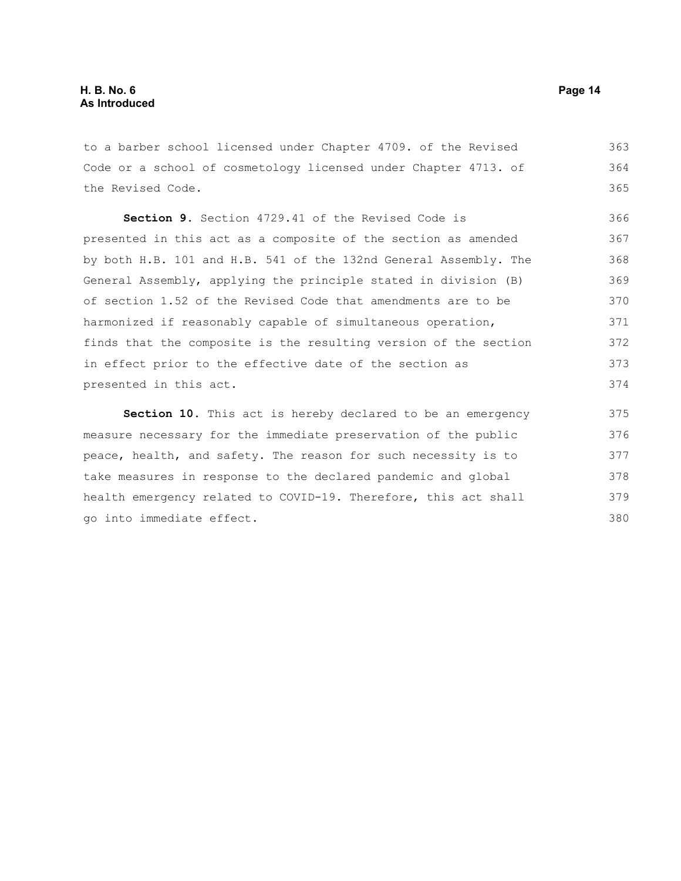to a barber school licensed under Chapter 4709. of the Revised Code or a school of cosmetology licensed under Chapter 4713. of the Revised Code.

**Section 9.** Section 4729.41 of the Revised Code is presented in this act as a composite of the section as amended by both H.B. 101 and H.B. 541 of the 132nd General Assembly. The General Assembly, applying the principle stated in division (B) of section 1.52 of the Revised Code that amendments are to be harmonized if reasonably capable of simultaneous operation, finds that the composite is the resulting version of the section in effect prior to the effective date of the section as presented in this act.

**Section 10.** This act is hereby declared to be an emergency measure necessary for the immediate preservation of the public peace, health, and safety. The reason for such necessity is to take measures in response to the declared pandemic and global health emergency related to COVID-19. Therefore, this act shall go into immediate effect.